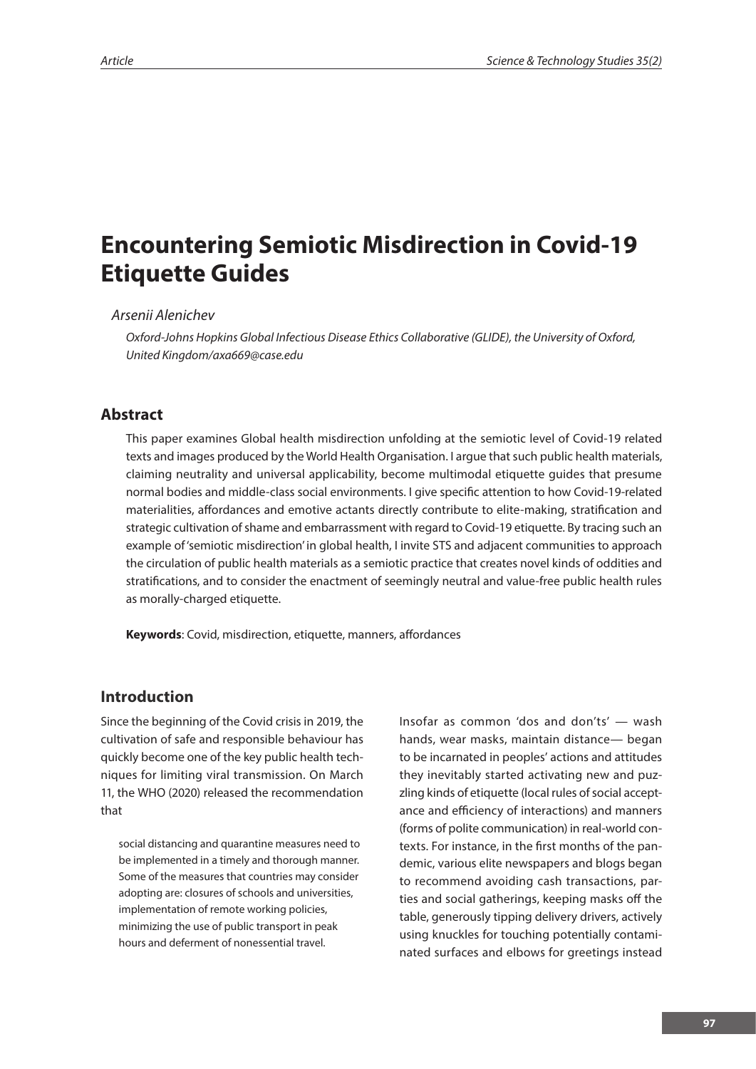# Encountering Semiotic Misdirection in Covid-19 Etiquette Guides

*Arsenii Alenichev*

*Oxford-Johns Hopkins Global Infectious Disease Ethics Collaborative (GLIDE), the University of Oxford, United Kingdom/axa669@case.edu*

## Abstract

This paper examines Global health misdirection unfolding at the semiotic level of Covid-19 related texts and images produced by the World Health Organisation. I argue that such public health materials, claiming neutrality and universal applicability, become multimodal etiquette guides that presume normal bodies and middle-class social environments. I give specific attention to how Covid-19-related materialities, affordances and emotive actants directly contribute to elite-making, stratification and strategic cultivation of shame and embarrassment with regard to Covid-19 etiquette. By tracing such an example of 'semiotic misdirection' in global health, I invite STS and adjacent communities to approach the circulation of public health materials as a semiotic practice that creates novel kinds of oddities and stratifications, and to consider the enactment of seemingly neutral and value-free public health rules as morally-charged etiquette.

**Keywords**: Covid, misdirection, etiquette, manners, affordances

## Introduction

Since the beginning of the Covid crisis in 2019, the cultivation of safe and responsible behaviour has quickly become one of the key public health techniques for limiting viral transmission. On March 11, the WHO (2020) released the recommendation that

> social distancing and quarantine measures need to be implemented in a timely and thorough manner. Some of the measures that countries may consider adopting are: closures of schools and universities, implementation of remote working policies, minimizing the use of public transport in peak hours and deferment of nonessential travel.

Insofar as common 'dos and don'ts' — wash hands, wear masks, maintain distance— began to be incarnated in peoples' actions and attitudes they inevitably started activating new and puzzling kinds of etiquette (local rules of social acceptance and efficiency of interactions) and manners (forms of polite communication) in real-world contexts. For instance, in the first months of the pandemic, various elite newspapers and blogs began to recommend avoiding cash transactions, parties and social gatherings, keeping masks off the table, generously tipping delivery drivers, actively using knuckles for touching potentially contaminated surfaces and elbows for greetings instead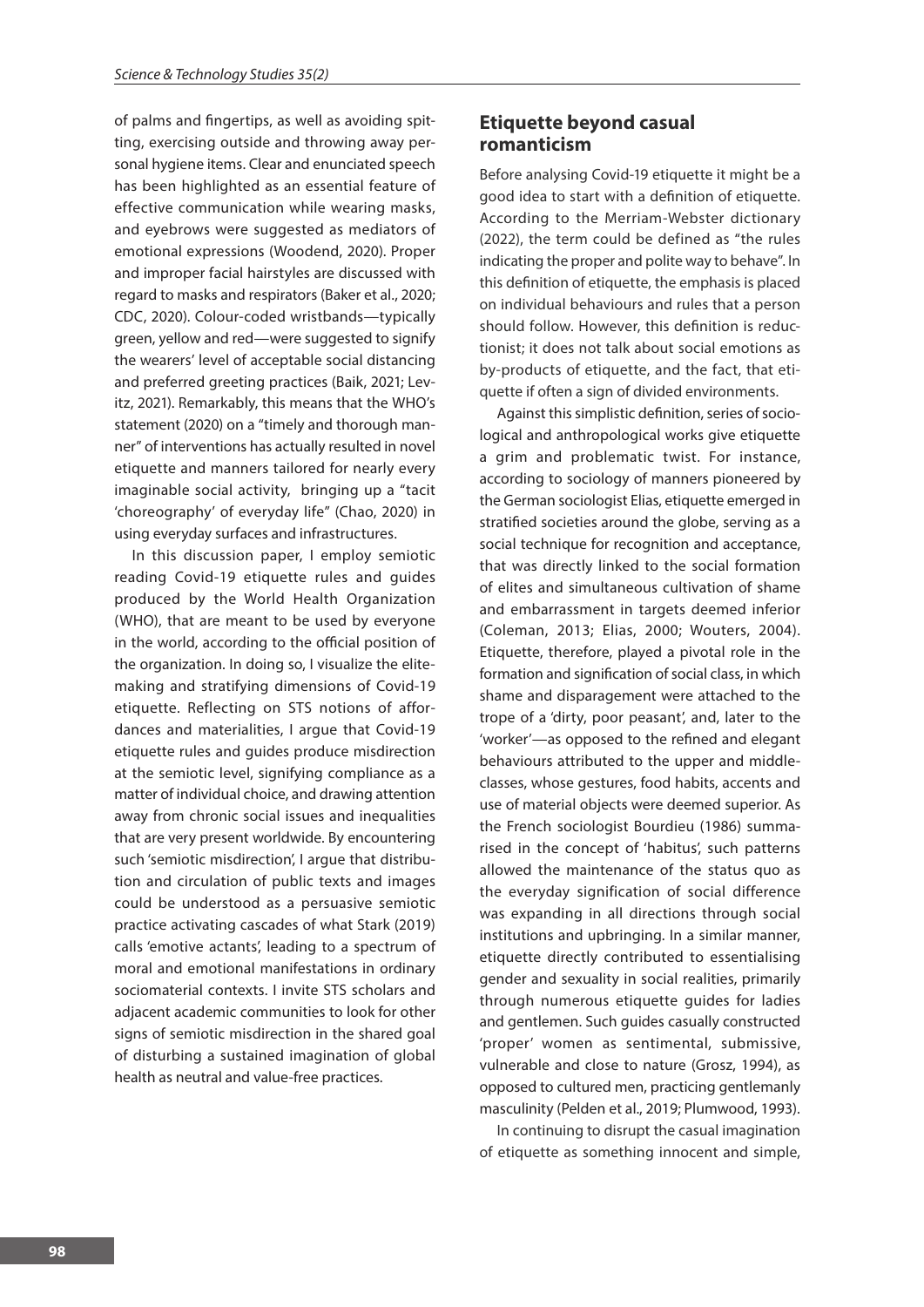of palms and fingertips, as well as avoiding spitting, exercising outside and throwing away personal hygiene items. Clear and enunciated speech has been highlighted as an essential feature of effective communication while wearing masks, and eyebrows were suggested as mediators of emotional expressions (Woodend, 2020). Proper and improper facial hairstyles are discussed with regard to masks and respirators (Baker et al., 2020; CDC, 2020). Colour-coded wristbands—typically green, yellow and red—were suggested to signify the wearers' level of acceptable social distancing and preferred greeting practices (Baik, 2021; Levitz, 2021). Remarkably, this means that the WHO's statement (2020) on a "timely and thorough manner" of interventions has actually resulted in novel etiquette and manners tailored for nearly every imaginable social activity, bringing up a "tacit 'choreography' of everyday life" (Chao, 2020) in using everyday surfaces and infrastructures.

In this discussion paper, I employ semiotic reading Covid-19 etiquette rules and guides produced by the World Health Organization (WHO), that are meant to be used by everyone in the world, according to the official position of the organization. In doing so, I visualize the elite-making and stratifying dimensions of Covid-19 etiquette. Reflecting on STS notions of affordances and materialities, I argue that Covid-19 etiquette rules and guides produce misdirection at the semiotic level, signifying compliance as a matter of individual choice, and drawing attention away from chronic social issues and inequalities that are very present worldwide. By encountering such 'semiotic misdirection', I argue that distribution and circulation of public texts and images could be understood as a persuasive semiotic practice activating cascades of what Stark (2019) calls 'emotive actants', leading to a spectrum of moral and emotional manifestations in ordinary sociomaterial contexts. I invite STS scholars and adjacent academic communities to look for other signs of semiotic misdirection in the shared goal of disturbing a sustained imagination of global health as neutral and value-free practices.

## Etiquette beyond casual romanticism

Before analysing Covid-19 etiquette it might be a good idea to start with a definition of etiquette. According to the Merriam-Webster dictionary (2022), the term could be defined as "the rules indicating the proper and polite way to behave". In this definition of etiquette, the emphasis is placed on individual behaviours and rules that a person should follow. However, this definition is reductionist; it does not talk about social emotions as by-products of etiquette, and the fact, that etiquette if often a sign of divided environments.

Against this simplistic definition, series of sociological and anthropological works give etiquette a grim and problematic twist. For instance, according to sociology of manners pioneered by the German sociologist Elias, etiquette emerged in stratified societies around the globe, serving as a social technique for recognition and acceptance, that was directly linked to the social formation of elites and simultaneous cultivation of shame and embarrassment in targets deemed inferior (Coleman, 2013; Elias, 2000; Wouters, 2004). Etiquette, therefore, played a pivotal role in the formation and signification of social class, in which shame and disparagement were attached to the trope of a 'dirty, poor peasant', and, later to the 'worker'—as opposed to the refined and elegant behaviours attributed to the upper and middle-classes, whose gestures, food habits, accents and use of material objects were deemed superior. As the French sociologist Bourdieu (1986) summarised in the concept of 'habitus', such patterns allowed the maintenance of the status quo as the everyday signification of social difference was expanding in all directions through social institutions and upbringing. In a similar manner, etiquette directly contributed to essentialising gender and sexuality in social realities, primarily through numerous etiquette guides for ladies and gentlemen. Such guides casually constructed 'proper' women as sentimental, submissive, vulnerable and close to nature (Grosz, 1994), as opposed to cultured men, practicing gentlemanly masculinity (Pelden et al., 2019; Plumwood, 1993).

In continuing to disrupt the casual imagination of etiquette as something innocent and simple,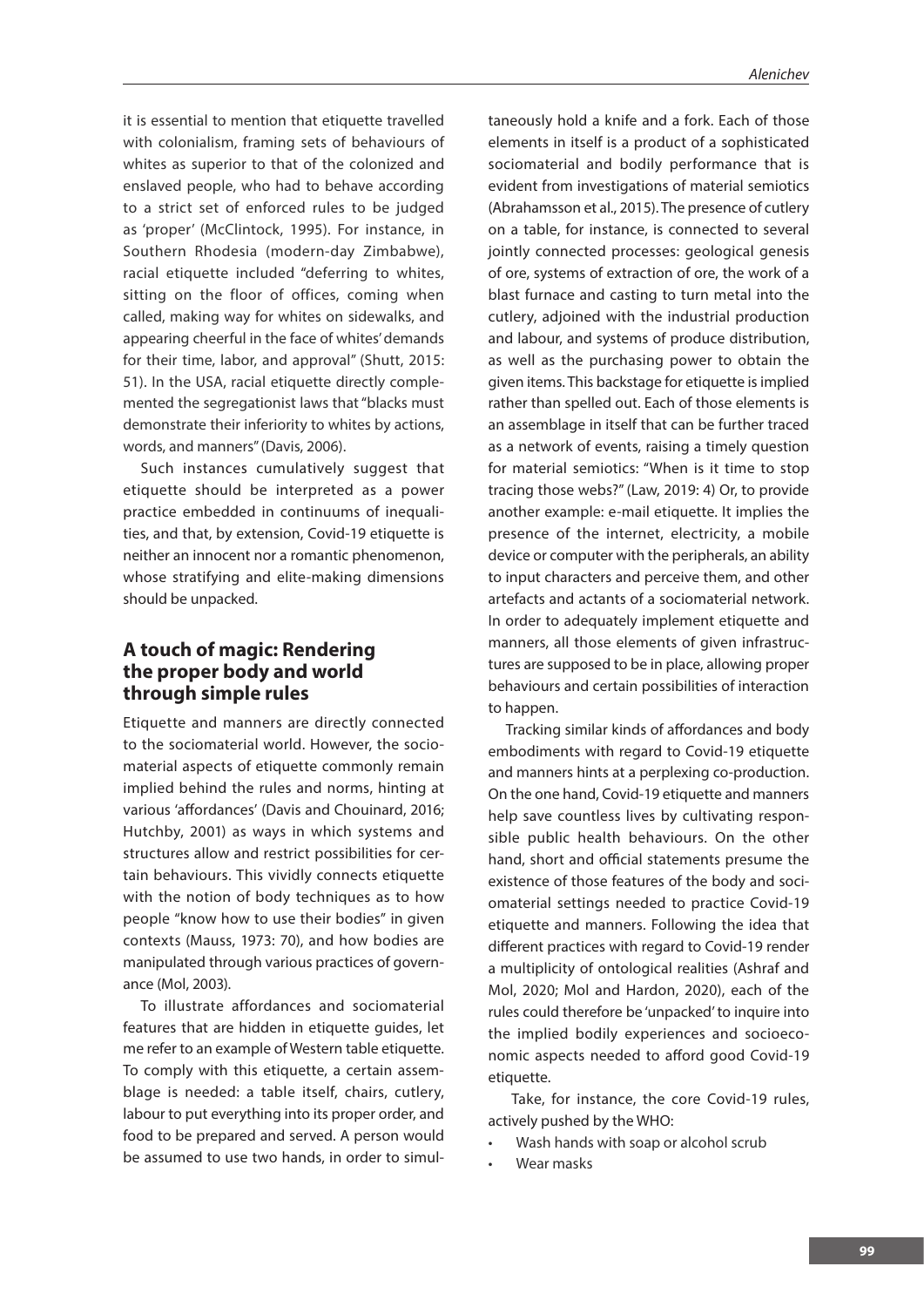it is essential to mention that etiquette travelled with colonialism, framing sets of behaviours of whites as superior to that of the colonized and enslaved people, who had to behave according to a strict set of enforced rules to be judged as 'proper' (McClintock, 1995). For instance, in Southern Rhodesia (modern-day Zimbabwe), racial etiquette included "deferring to whites, sitting on the floor of offices, coming when called, making way for whites on sidewalks, and appearing cheerful in the face of whites' demands for their time, labor, and approval" (Shutt, 2015: 51). In the USA, racial etiquette directly complemented the segregationist laws that "blacks must demonstrate their inferiority to whites by actions, words, and manners" (Davis, 2006).

Such instances cumulatively suggest that etiquette should be interpreted as a power practice embedded in continuums of inequalities, and that, by extension, Covid-19 etiquette is neither an innocent nor a romantic phenomenon, whose stratifying and elite-making dimensions should be unpacked.

## A touch of magic: Rendering the proper body and world through simple rules

Etiquette and manners are directly connected to the sociomaterial world. However, the sociomaterial aspects of etiquette commonly remain implied behind the rules and norms, hinting at various 'affordances' (Davis and Chouinard, 2016; Hutchby, 2001) as ways in which systems and structures allow and restrict possibilities for certain behaviours. This vividly connects etiquette with the notion of body techniques as to how people "know how to use their bodies" in given contexts (Mauss, 1973: 70), and how bodies are manipulated through various practices of governance (Mol, 2003).

To illustrate affordances and sociomaterial features that are hidden in etiquette guides, let me refer to an example of Western table etiquette. To comply with this etiquette, a certain assemblage is needed: a table itself, chairs, cutlery, labour to put everything into its proper order, and food to be prepared and served. A person would be assumed to use two hands, in order to simultaneously hold a knife and a fork. Each of those elements in itself is a product of a sophisticated sociomaterial and bodily performance that is evident from investigations of material semiotics (Abrahamsson et al., 2015). The presence of cutlery on a table, for instance, is connected to several jointly connected processes: geological genesis of ore, systems of extraction of ore, the work of a blast furnace and casting to turn metal into the cutlery, adjoined with the industrial production and labour, and systems of produce distribution, as well as the purchasing power to obtain the given items. This backstage for etiquette is implied rather than spelled out. Each of those elements is an assemblage in itself that can be further traced as a network of events, raising a timely question for material semiotics: "When is it time to stop tracing those webs?" (Law, 2019: 4) Or, to provide another example: e-mail etiquette. It implies the presence of the internet, electricity, a mobile device or computer with the peripherals, an ability to input characters and perceive them, and other artefacts and actants of a sociomaterial network. In order to adequately implement etiquette and manners, all those elements of given infrastructures are supposed to be in place, allowing proper behaviours and certain possibilities of interaction to happen.

Tracking similar kinds of affordances and body embodiments with regard to Covid-19 etiquette and manners hints at a perplexing co-production. On the one hand, Covid-19 etiquette and manners help save countless lives by cultivating responsible public health behaviours. On the other hand, short and official statements presume the existence of those features of the body and sociomaterial settings needed to practice Covid-19 etiquette and manners. Following the idea that different practices with regard to Covid-19 render a multiplicity of ontological realities (Ashraf and Mol, 2020; Mol and Hardon, 2020), each of the rules could therefore be 'unpacked' to inquire into the implied bodily experiences and socioeconomic aspects needed to afford good Covid-19 etiquette.

Take, for instance, the core Covid-19 rules, actively pushed by the WHO:

- Wash hands with soap or alcohol scrub
- Wear masks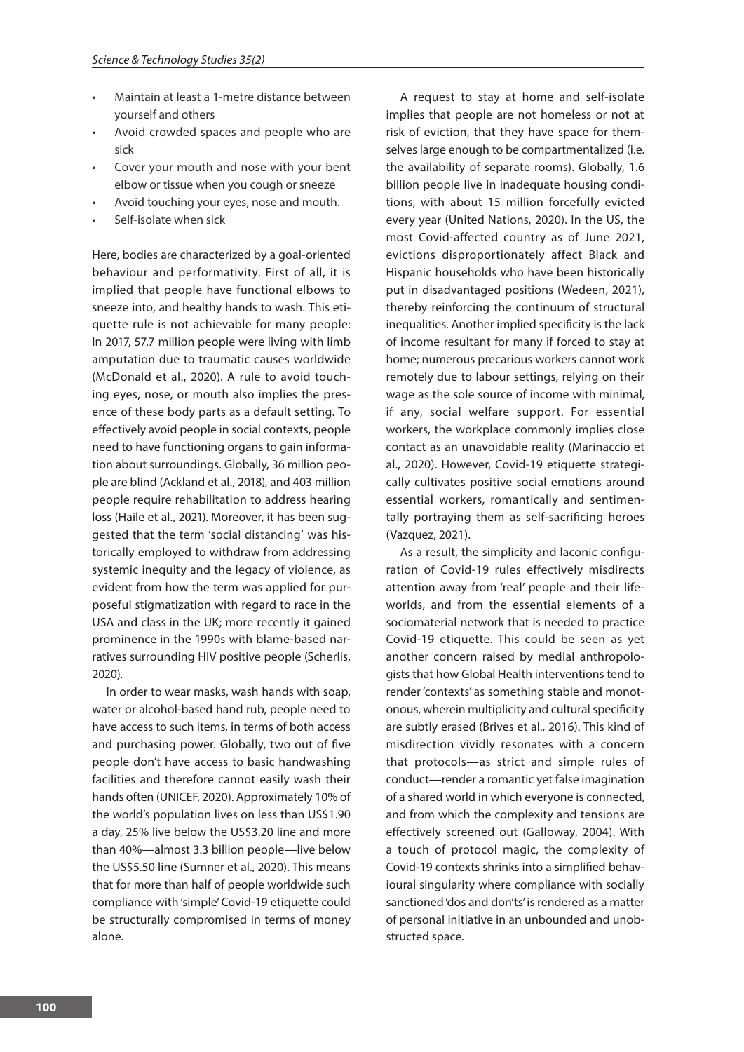- Maintain at least a 1-metre distance between yourself and others
- Avoid crowded spaces and people who are sick
- Cover your mouth and nose with your bent elbow or tissue when you cough or sneeze
- Avoid touching your eyes, nose and mouth.
- Self-isolate when sick

Here, bodies are characterized by a goal-oriented behaviour and performativity. First of all, it is implied that people have functional elbows to sneeze into, and healthy hands to wash. This etiquette rule is not achievable for many people: In 2017, 57.7 million people were living with limb amputation due to traumatic causes worldwide (McDonald et al., 2020). A rule to avoid touching eyes, nose, or mouth also implies the presence of these body parts as a default setting. To effectively avoid people in social contexts, people need to have functioning organs to gain information about surroundings. Globally, 36 million people are blind (Ackland et al., 2018), and 403 million people require rehabilitation to address hearing loss (Haile et al., 2021). Moreover, it has been suggested that the term 'social distancing' was historically employed to withdraw from addressing systemic inequity and the legacy of violence, as evident from how the term was applied for purposeful stigmatization with regard to race in the USA and class in the UK; more recently it gained prominence in the 1990s with blame-based narratives surrounding HIV positive people (Scherlis, 2020).

In order to wear masks, wash hands with soap, water or alcohol-based hand rub, people need to have access to such items, in terms of both access and purchasing power. Globally, two out of five people don't have access to basic handwashing facilities and therefore cannot easily wash their hands often (UNICEF, 2020). Approximately 10% of the world's population lives on less than US$1.90 a day, 25% live below the US$3.20 line and more than 40%—almost 3.3 billion people—live below the US$5.50 line (Sumner et al., 2020). This means that for more than half of people worldwide such compliance with 'simple' Covid-19 etiquette could be structurally compromised in terms of money alone.

A request to stay at home and self-isolate implies that people are not homeless or not at risk of eviction, that they have space for themselves large enough to be compartmentalized (i.e. the availability of separate rooms). Globally, 1.6 billion people live in inadequate housing conditions, with about 15 million forcefully evicted every year (United Nations, 2020). In the US, the most Covid-affected country as of June 2021, evictions disproportionately affect Black and Hispanic households who have been historically put in disadvantaged positions (Wedeen, 2021), thereby reinforcing the continuum of structural inequalities. Another implied specificity is the lack of income resultant for many if forced to stay at home; numerous precarious workers cannot work remotely due to labour settings, relying on their wage as the sole source of income with minimal, if any, social welfare support. For essential workers, the workplace commonly implies close contact as an unavoidable reality (Marinaccio et al., 2020). However, Covid-19 etiquette strategically cultivates positive social emotions around essential workers, romantically and sentimentally portraying them as self-sacrificing heroes (Vazquez, 2021).

As a result, the simplicity and laconic configuration of Covid-19 rules effectively misdirects attention away from 'real' people and their lifeworlds, and from the essential elements of a sociomaterial network that is needed to practice Covid-19 etiquette. This could be seen as yet another concern raised by medial anthropologists that how Global Health interventions tend to render 'contexts' as something stable and monotonous, wherein multiplicity and cultural specificity are subtly erased (Brives et al., 2016). This kind of misdirection vividly resonates with a concern that protocols—as strict and simple rules of conduct—render a romantic yet false imagination of a shared world in which everyone is connected, and from which the complexity and tensions are effectively screened out (Galloway, 2004). With a touch of protocol magic, the complexity of Covid-19 contexts shrinks into a simplified behavioural singularity where compliance with socially sanctioned 'dos and don'ts' is rendered as a matter of personal initiative in an unbounded and unobstructed space.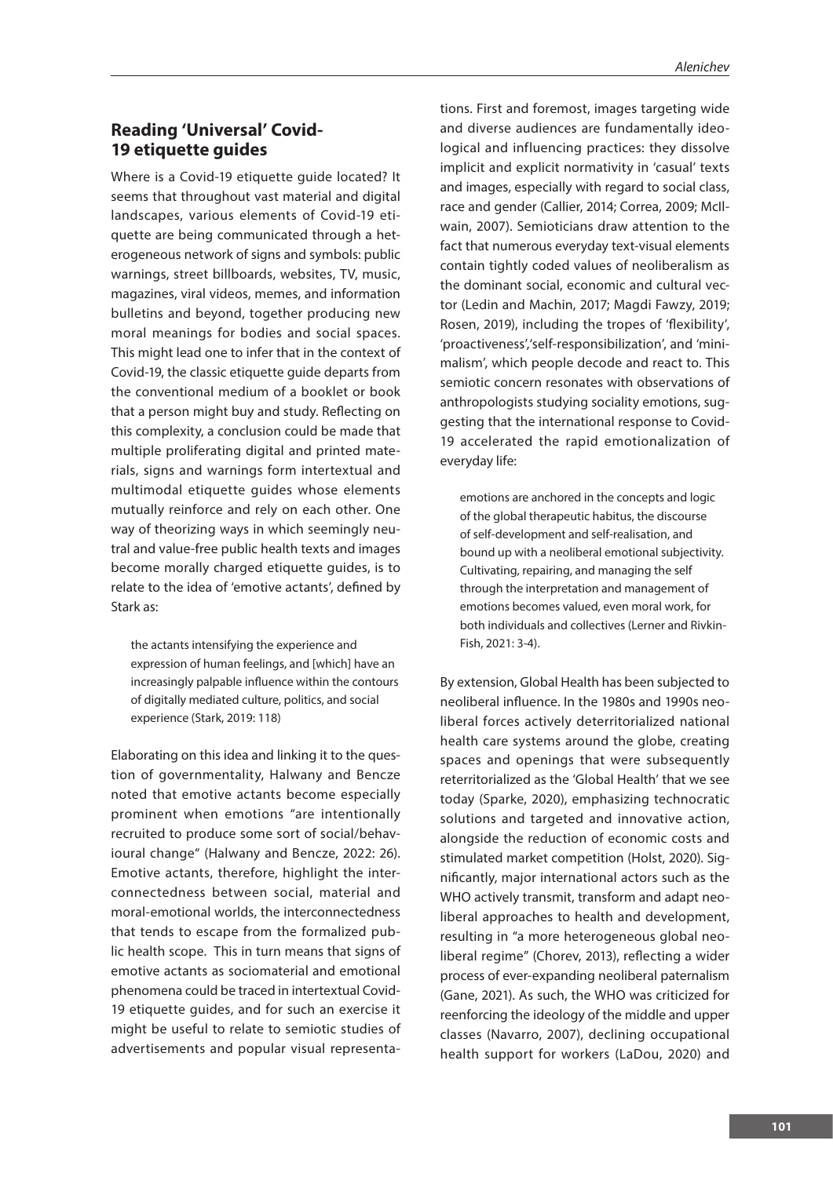## Reading 'Universal' Covid-19 etiquette guides

Where is a Covid-19 etiquette guide located? It seems that throughout vast material and digital landscapes, various elements of Covid-19 etiquette are being communicated through a heterogeneous network of signs and symbols: public warnings, street billboards, websites, TV, music, magazines, viral videos, memes, and information bulletins and beyond, together producing new moral meanings for bodies and social spaces. This might lead one to infer that in the context of Covid-19, the classic etiquette guide departs from the conventional medium of a booklet or book that a person might buy and study. Reflecting on this complexity, a conclusion could be made that multiple proliferating digital and printed materials, signs and warnings form intertextual and multimodal etiquette guides whose elements mutually reinforce and rely on each other. One way of theorizing ways in which seemingly neutral and value-free public health texts and images become morally charged etiquette guides, is to relate to the idea of 'emotive actants', defined by Stark as:

> the actants intensifying the experience and expression of human feelings, and [which] have an increasingly palpable influence within the contours of digitally mediated culture, politics, and social experience (Stark, 2019: 118)

Elaborating on this idea and linking it to the question of governmentality, Halwany and Bencze noted that emotive actants become especially prominent when emotions "are intentionally recruited to produce some sort of social/behavioural change" (Halwany and Bencze, 2022: 26). Emotive actants, therefore, highlight the interconnectedness between social, material and moral-emotional worlds, the interconnectedness that tends to escape from the formalized public health scope. This in turn means that signs of emotive actants as sociomaterial and emotional phenomena could be traced in intertextual Covid-19 etiquette guides, and for such an exercise it might be useful to relate to semiotic studies of advertisements and popular visual representations. First and foremost, images targeting wide and diverse audiences are fundamentally ideological and influencing practices: they dissolve implicit and explicit normativity in 'casual' texts and images, especially with regard to social class, race and gender (Callier, 2014; Correa, 2009; McIlwain, 2007). Semioticians draw attention to the fact that numerous everyday text-visual elements contain tightly coded values of neoliberalism as the dominant social, economic and cultural vector (Ledin and Machin, 2017; Magdi Fawzy, 2019; Rosen, 2019), including the tropes of 'flexibility', 'proactiveness','self-responsibilization', and 'minimalism', which people decode and react to. This semiotic concern resonates with observations of anthropologists studying sociality emotions, suggesting that the international response to Covid-19 accelerated the rapid emotionalization of everyday life:

> emotions are anchored in the concepts and logic of the global therapeutic habitus, the discourse of self-development and self-realisation, and bound up with a neoliberal emotional subjectivity. Cultivating, repairing, and managing the self through the interpretation and management of emotions becomes valued, even moral work, for both individuals and collectives (Lerner and Rivkin-Fish, 2021: 3-4).

By extension, Global Health has been subjected to neoliberal influence. In the 1980s and 1990s neoliberal forces actively deterritorialized national health care systems around the globe, creating spaces and openings that were subsequently reterritorialized as the 'Global Health' that we see today (Sparke, 2020), emphasizing technocratic solutions and targeted and innovative action, alongside the reduction of economic costs and stimulated market competition (Holst, 2020). Significantly, major international actors such as the WHO actively transmit, transform and adapt neoliberal approaches to health and development, resulting in "a more heterogeneous global neoliberal regime" (Chorev, 2013), reflecting a wider process of ever-expanding neoliberal paternalism (Gane, 2021). As such, the WHO was criticized for reenforcing the ideology of the middle and upper classes (Navarro, 2007), declining occupational health support for workers (LaDou, 2020) and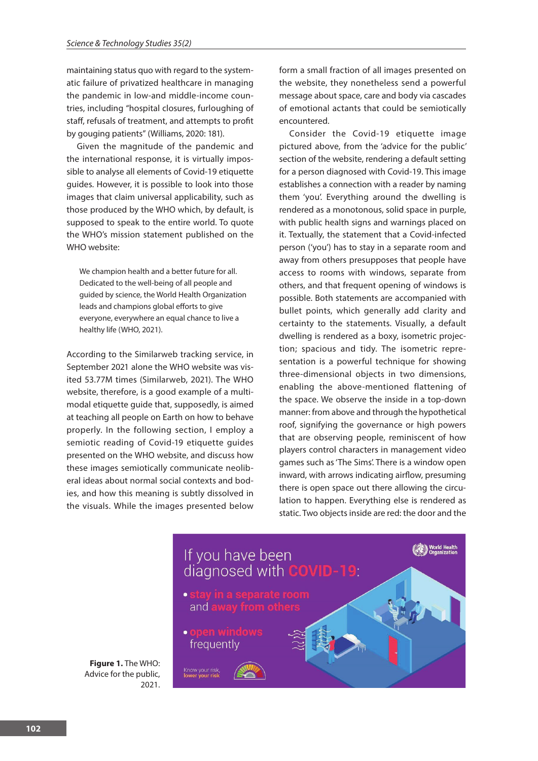maintaining status quo with regard to the systematic failure of privatized healthcare in managing the pandemic in low-and middle-income countries, including "hospital closures, furloughing of staff, refusals of treatment, and attempts to profit by gouging patients" (Williams, 2020: 181).

Given the magnitude of the pandemic and the international response, it is virtually impossible to analyse all elements of Covid-19 etiquette guides. However, it is possible to look into those images that claim universal applicability, such as those produced by the WHO which, by default, is supposed to speak to the entire world. To quote the WHO's mission statement published on the WHO website:

> We champion health and a better future for all. Dedicated to the well-being of all people and guided by science, the World Health Organization leads and champions global efforts to give everyone, everywhere an equal chance to live a healthy life (WHO, 2021).

According to the Similarweb tracking service, in September 2021 alone the WHO website was visited 53.77M times (Similarweb, 2021). The WHO website, therefore, is a good example of a multimodal etiquette guide that, supposedly, is aimed at teaching all people on Earth on how to behave properly. In the following section, I employ a semiotic reading of Covid-19 etiquette guides presented on the WHO website, and discuss how these images semiotically communicate neoliberal ideas about normal social contexts and bodies, and how this meaning is subtly dissolved in the visuals. While the images presented below form a small fraction of all images presented on the website, they nonetheless send a powerful message about space, care and body via cascades of emotional actants that could be semiotically encountered.

Consider the Covid-19 etiquette image pictured above, from the 'advice for the public' section of the website, rendering a default setting for a person diagnosed with Covid-19. This image establishes a connection with a reader by naming them 'you'. Everything around the dwelling is rendered as a monotonous, solid space in purple, with public health signs and warnings placed on it. Textually, the statement that a Covid-infected person ('you') has to stay in a separate room and away from others presupposes that people have access to rooms with windows, separate from others, and that frequent opening of windows is possible. Both statements are accompanied with bullet points, which generally add clarity and certainty to the statements. Visually, a default dwelling is rendered as a boxy, isometric projection; spacious and tidy. The isometric representation is a powerful technique for showing three-dimensional objects in two dimensions, enabling the above-mentioned flattening of the space. We observe the inside in a top-down manner: from above and through the hypothetical roof, signifying the governance or high powers that are observing people, reminiscent of how players control characters in management video games such as 'The Sims'. There is a window open inward, with arrows indicating airflow, presuming there is open space out there allowing the circulation to happen. Everything else is rendered as static. Two objects inside are red: the door and the

If you have been diagnosed with COVID-19:

- stay in a separate room and away from others
- open windows frequently

Know your risk, lower your risk

World Health Organization

**Figure 1.** The WHO: Advice for the public, 2021.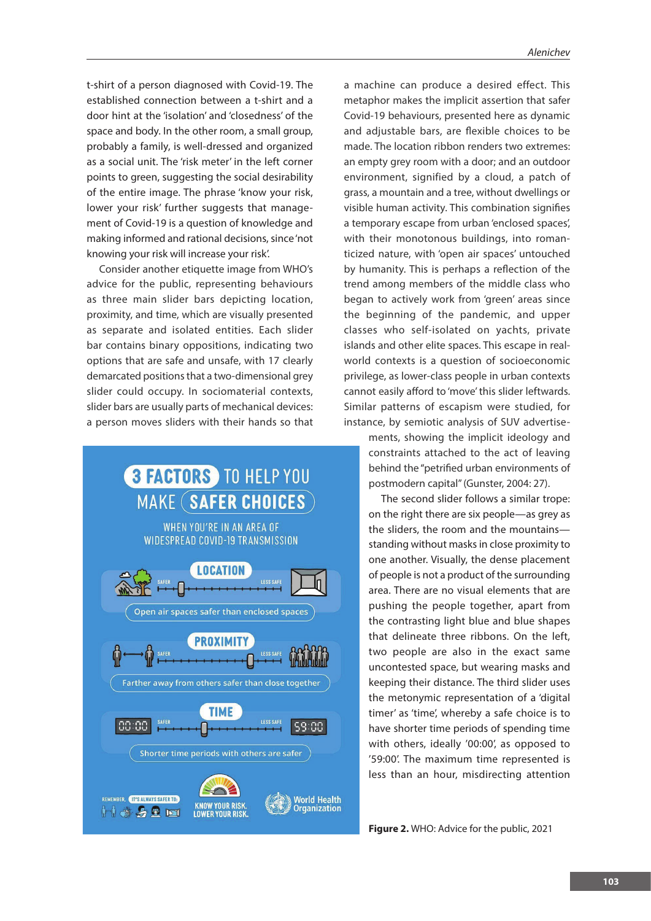t-shirt of a person diagnosed with Covid-19. The established connection between a t-shirt and a door hint at the 'isolation' and 'closedness' of the space and body. In the other room, a small group, probably a family, is well-dressed and organized as a social unit. The 'risk meter' in the left corner points to green, suggesting the social desirability of the entire image. The phrase 'know your risk, lower your risk' further suggests that management of Covid-19 is a question of knowledge and making informed and rational decisions, since 'not knowing your risk will increase your risk'.

Consider another etiquette image from WHO's advice for the public, representing behaviours as three main slider bars depicting location, proximity, and time, which are visually presented as separate and isolated entities. Each slider bar contains binary oppositions, indicating two options that are safe and unsafe, with 17 clearly demarcated positions that a two-dimensional grey slider could occupy. In sociomaterial contexts, slider bars are usually parts of mechanical devices: a person moves sliders with their hands so that a machine can produce a desired effect. This metaphor makes the implicit assertion that safer Covid-19 behaviours, presented here as dynamic and adjustable bars, are flexible choices to be made. The location ribbon renders two extremes: an empty grey room with a door; and an outdoor environment, signified by a cloud, a patch of grass, a mountain and a tree, without dwellings or visible human activity. This combination signifies a temporary escape from urban 'enclosed spaces', with their monotonous buildings, into romanticized nature, with 'open air spaces' untouched by humanity. This is perhaps a reflection of the trend among members of the middle class who began to actively work from 'green' areas since the beginning of the pandemic, and upper classes who self-isolated on yachts, private islands and other elite spaces. This escape in real-world contexts is a question of socioeconomic privilege, as lower-class people in urban contexts cannot easily afford to 'move' this slider leftwards. Similar patterns of escapism were studied, for instance, by semiotic analysis of SUV advertisements, showing the implicit ideology and constraints attached to the act of leaving behind the "petrified urban environments of postmodern capital" (Gunster, 2004: 27).

The second slider follows a similar trope: on the right there are six people—as grey as the sliders, the room and the mountains—standing without masks in close proximity to one another. Visually, the dense placement of people is not a product of the surrounding area. There are no visual elements that are pushing the people together, apart from the contrasting light blue and blue shapes that delineate three ribbons. On the left, two people are also in the exact same uncontested space, but wearing masks and keeping their distance. The third slider uses the metonymic representation of a 'digital timer' as 'time', whereby a safe choice is to have shorter time periods of spending time with others, ideally '00:00', as opposed to '59:00'. The maximum time represented is less than an hour, misdirecting attention

**Figure 2.** WHO: Advice for the public, 2021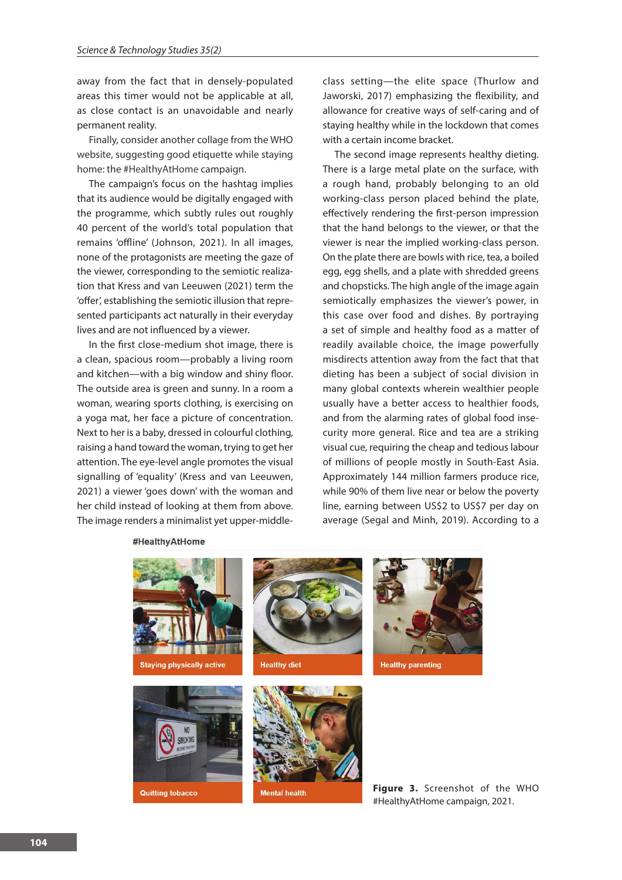away from the fact that in densely-populated areas this timer would not be applicable at all, as close contact is an unavoidable and nearly permanent reality.

Finally, consider another collage from the WHO website, suggesting good etiquette while staying home: the #HealthyAtHome campaign.

The campaign's focus on the hashtag implies that its audience would be digitally engaged with the programme, which subtly rules out roughly 40 percent of the world's total population that remains 'offline' (Johnson, 2021). In all images, none of the protagonists are meeting the gaze of the viewer, corresponding to the semiotic realization that Kress and van Leeuwen (2021) term the 'offer', establishing the semiotic illusion that represented participants act naturally in their everyday lives and are not influenced by a viewer.

In the first close-medium shot image, there is a clean, spacious room—probably a living room and kitchen—with a big window and shiny floor. The outside area is green and sunny. In a room a woman, wearing sports clothing, is exercising on a yoga mat, her face a picture of concentration. Next to her is a baby, dressed in colourful clothing, raising a hand toward the woman, trying to get her attention. The eye-level angle promotes the visual signalling of 'equality' (Kress and van Leeuwen, 2021) a viewer 'goes down' with the woman and her child instead of looking at them from above. The image renders a minimalist yet upper-middle-class setting—the elite space (Thurlow and Jaworski, 2017) emphasizing the flexibility, and allowance for creative ways of self-caring and of staying healthy while in the lockdown that comes with a certain income bracket.

The second image represents healthy dieting. There is a large metal plate on the surface, with a rough hand, probably belonging to an old working-class person placed behind the plate, effectively rendering the first-person impression that the hand belongs to the viewer, or that the viewer is near the implied working-class person. On the plate there are bowls with rice, tea, a boiled egg, egg shells, and a plate with shredded greens and chopsticks. The high angle of the image again semiotically emphasizes the viewer's power, in this case over food and dishes. By portraying a set of simple and healthy food as a matter of readily available choice, the image powerfully misdirects attention away from the fact that that dieting has been a subject of social division in many global contexts wherein wealthier people usually have a better access to healthier foods, and from the alarming rates of global food insecurity more general. Rice and tea are a striking visual cue, requiring the cheap and tedious labour of millions of people mostly in South-East Asia. Approximately 144 million farmers produce rice, while 90% of them live near or below the poverty line, earning between US$2 to US$7 per day on average (Segal and Minh, 2019). According to a

**Figure 3.** Screenshot of the WHO #HealthyAtHome campaign, 2021.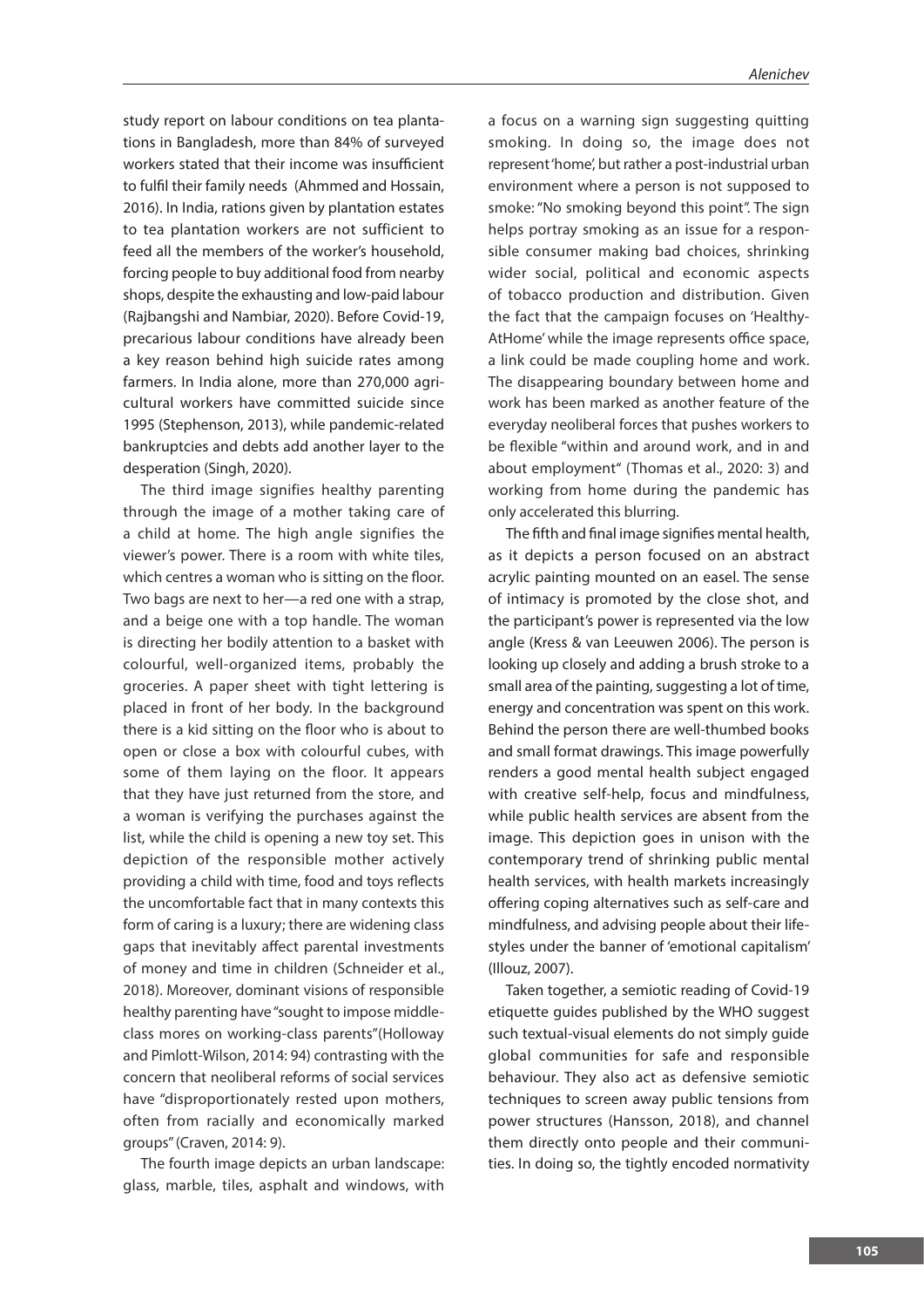study report on labour conditions on tea plantations in Bangladesh, more than 84% of surveyed workers stated that their income was insufficient to fulfil their family needs (Ahmmed and Hossain, 2016). In India, rations given by plantation estates to tea plantation workers are not sufficient to feed all the members of the worker's household, forcing people to buy additional food from nearby shops, despite the exhausting and low-paid labour (Rajbangshi and Nambiar, 2020). Before Covid-19, precarious labour conditions have already been a key reason behind high suicide rates among farmers. In India alone, more than 270,000 agricultural workers have committed suicide since 1995 (Stephenson, 2013), while pandemic-related bankruptcies and debts add another layer to the desperation (Singh, 2020).

The third image signifies healthy parenting through the image of a mother taking care of a child at home. The high angle signifies the viewer's power. There is a room with white tiles, which centres a woman who is sitting on the floor. Two bags are next to her—a red one with a strap, and a beige one with a top handle. The woman is directing her bodily attention to a basket with colourful, well-organized items, probably the groceries. A paper sheet with tight lettering is placed in front of her body. In the background there is a kid sitting on the floor who is about to open or close a box with colourful cubes, with some of them laying on the floor. It appears that they have just returned from the store, and a woman is verifying the purchases against the list, while the child is opening a new toy set. This depiction of the responsible mother actively providing a child with time, food and toys reflects the uncomfortable fact that in many contexts this form of caring is a luxury; there are widening class gaps that inevitably affect parental investments of money and time in children (Schneider et al., 2018). Moreover, dominant visions of responsible healthy parenting have "sought to impose middle-class mores on working-class parents"(Holloway and Pimlott-Wilson, 2014: 94) contrasting with the concern that neoliberal reforms of social services have "disproportionately rested upon mothers, often from racially and economically marked groups" (Craven, 2014: 9).

The fourth image depicts an urban landscape: glass, marble, tiles, asphalt and windows, with a focus on a warning sign suggesting quitting smoking. In doing so, the image does not represent 'home', but rather a post-industrial urban environment where a person is not supposed to smoke: "No smoking beyond this point". The sign helps portray smoking as an issue for a responsible consumer making bad choices, shrinking wider social, political and economic aspects of tobacco production and distribution. Given the fact that the campaign focuses on 'HealthyAtHome' while the image represents office space, a link could be made coupling home and work. The disappearing boundary between home and work has been marked as another feature of the everyday neoliberal forces that pushes workers to be flexible "within and around work, and in and about employment" (Thomas et al., 2020: 3) and working from home during the pandemic has only accelerated this blurring.

The fifth and final image signifies mental health, as it depicts a person focused on an abstract acrylic painting mounted on an easel. The sense of intimacy is promoted by the close shot, and the participant's power is represented via the low angle (Kress & van Leeuwen 2006). The person is looking up closely and adding a brush stroke to a small area of the painting, suggesting a lot of time, energy and concentration was spent on this work. Behind the person there are well-thumbed books and small format drawings. This image powerfully renders a good mental health subject engaged with creative self-help, focus and mindfulness, while public health services are absent from the image. This depiction goes in unison with the contemporary trend of shrinking public mental health services, with health markets increasingly offering coping alternatives such as self-care and mindfulness, and advising people about their lifestyles under the banner of 'emotional capitalism' (Illouz, 2007).

Taken together, a semiotic reading of Covid-19 etiquette guides published by the WHO suggest such textual-visual elements do not simply guide global communities for safe and responsible behaviour. They also act as defensive semiotic techniques to screen away public tensions from power structures (Hansson, 2018), and channel them directly onto people and their communities. In doing so, the tightly encoded normativity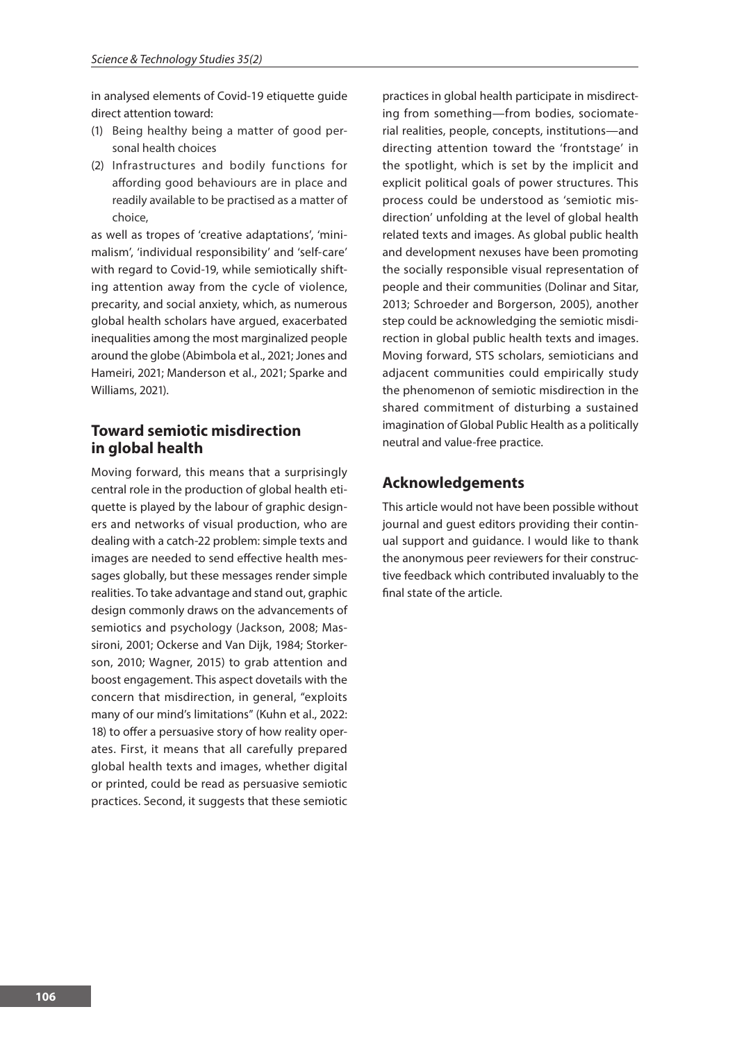in analysed elements of Covid-19 etiquette guide direct attention toward:

(1) Being healthy being a matter of good personal health choices
(2) Infrastructures and bodily functions for affording good behaviours are in place and readily available to be practised as a matter of choice,

as well as tropes of 'creative adaptations', 'minimalism', 'individual responsibility' and 'self-care' with regard to Covid-19, while semiotically shifting attention away from the cycle of violence, precarity, and social anxiety, which, as numerous global health scholars have argued, exacerbated inequalities among the most marginalized people around the globe (Abimbola et al., 2021; Jones and Hameiri, 2021; Manderson et al., 2021; Sparke and Williams, 2021).

## Toward semiotic misdirection in global health

Moving forward, this means that a surprisingly central role in the production of global health etiquette is played by the labour of graphic designers and networks of visual production, who are dealing with a catch-22 problem: simple texts and images are needed to send effective health messages globally, but these messages render simple realities. To take advantage and stand out, graphic design commonly draws on the advancements of semiotics and psychology (Jackson, 2008; Massironi, 2001; Ockerse and Van Dijk, 1984; Storkerson, 2010; Wagner, 2015) to grab attention and boost engagement. This aspect dovetails with the concern that misdirection, in general, "exploits many of our mind's limitations" (Kuhn et al., 2022: 18) to offer a persuasive story of how reality operates. First, it means that all carefully prepared global health texts and images, whether digital or printed, could be read as persuasive semiotic practices. Second, it suggests that these semiotic practices in global health participate in misdirecting from something—from bodies, sociomaterial realities, people, concepts, institutions—and directing attention toward the 'frontstage' in the spotlight, which is set by the implicit and explicit political goals of power structures. This process could be understood as 'semiotic misdirection' unfolding at the level of global health related texts and images. As global public health and development nexuses have been promoting the socially responsible visual representation of people and their communities (Dolinar and Sitar, 2013; Schroeder and Borgerson, 2005), another step could be acknowledging the semiotic misdirection in global public health texts and images. Moving forward, STS scholars, semioticians and adjacent communities could empirically study the phenomenon of semiotic misdirection in the shared commitment of disturbing a sustained imagination of Global Public Health as a politically neutral and value-free practice.

## Acknowledgements

This article would not have been possible without journal and guest editors providing their continual support and guidance. I would like to thank the anonymous peer reviewers for their constructive feedback which contributed invaluably to the final state of the article.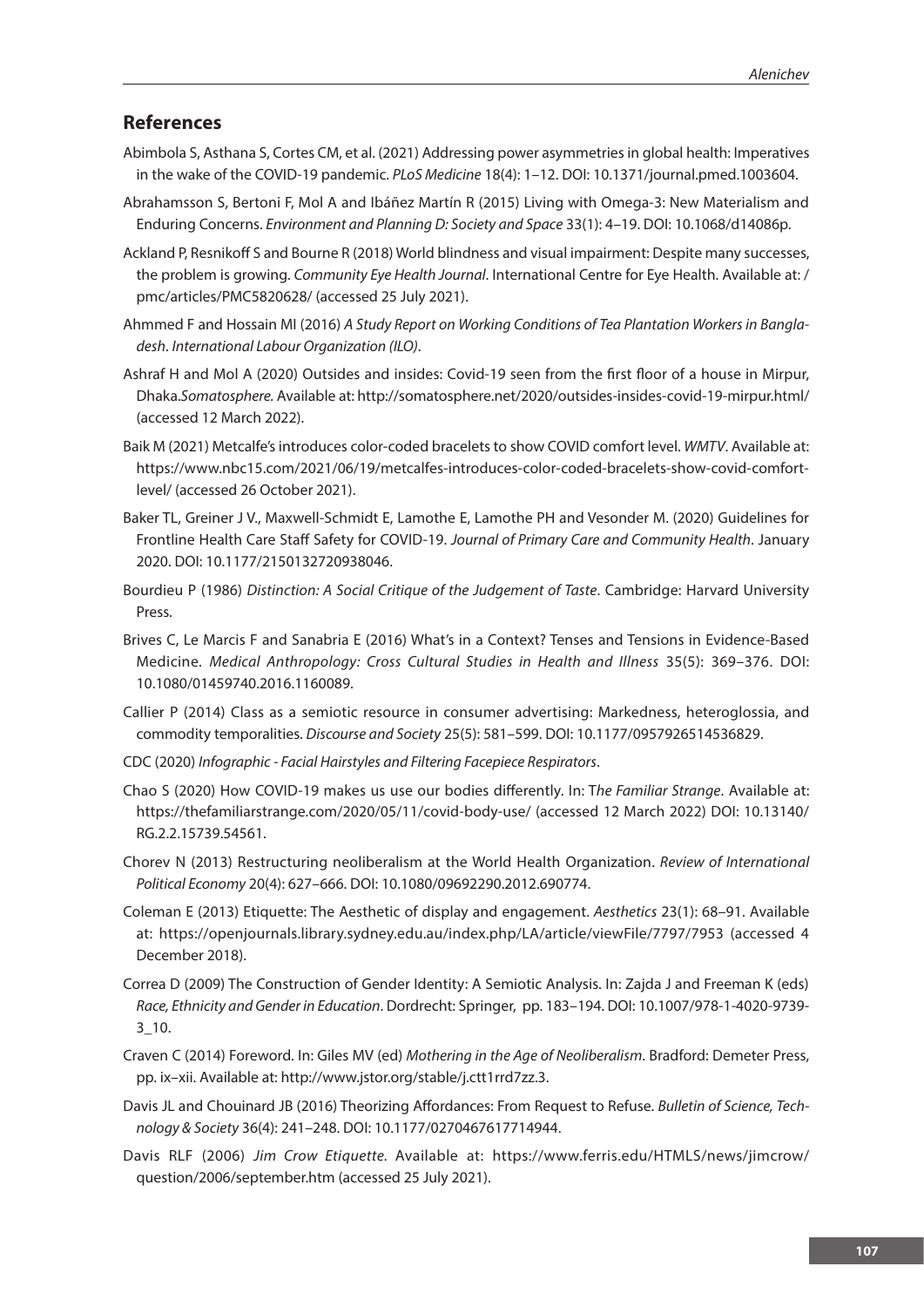## References

Abimbola S, Asthana S, Cortes CM, et al. (2021) Addressing power asymmetries in global health: Imperatives in the wake of the COVID-19 pandemic. *PLoS Medicine* 18(4): 1–12. DOI: 10.1371/journal.pmed.1003604.

Abrahamsson S, Bertoni F, Mol A and Ibáñez Martín R (2015) Living with Omega-3: New Materialism and Enduring Concerns. *Environment and Planning D: Society and Space* 33(1): 4–19. DOI: 10.1068/d14086p.

Ackland P, Resnikoff S and Bourne R (2018) World blindness and visual impairment: Despite many successes, the problem is growing. *Community Eye Health Journal*. International Centre for Eye Health. Available at: /pmc/articles/PMC5820628/ (accessed 25 July 2021).

Ahmmed F and Hossain MI (2016) *A Study Report on Working Conditions of Tea Plantation Workers in Bangladesh*. *International Labour Organization (ILO)*.

Ashraf H and Mol A (2020) Outsides and insides: Covid-19 seen from the first floor of a house in Mirpur, Dhaka.*Somatosphere.* Available at: http://somatosphere.net/2020/outsides-insides-covid-19-mirpur.html/ (accessed 12 March 2022).

Baik M (2021) Metcalfe's introduces color-coded bracelets to show COVID comfort level. *WMTV*. Available at: https://www.nbc15.com/2021/06/19/metcalfes-introduces-color-coded-bracelets-show-covid-comfort-level/ (accessed 26 October 2021).

Baker TL, Greiner J V., Maxwell-Schmidt E, Lamothe E, Lamothe PH and Vesonder M. (2020) Guidelines for Frontline Health Care Staff Safety for COVID-19. *Journal of Primary Care and Community Health*. January 2020. DOI: 10.1177/2150132720938046.

Bourdieu P (1986) *Distinction: A Social Critique of the Judgement of Taste*. Cambridge: Harvard University Press.

Brives C, Le Marcis F and Sanabria E (2016) What's in a Context? Tenses and Tensions in Evidence-Based Medicine. *Medical Anthropology: Cross Cultural Studies in Health and Illness* 35(5): 369–376. DOI: 10.1080/01459740.2016.1160089.

Callier P (2014) Class as a semiotic resource in consumer advertising: Markedness, heteroglossia, and commodity temporalities. *Discourse and Society* 25(5): 581–599. DOI: 10.1177/0957926514536829.

CDC (2020) *Infographic - Facial Hairstyles and Filtering Facepiece Respirators*.

Chao S (2020) How COVID-19 makes us use our bodies differently. In: T*he Familiar Strange*. Available at: https://thefamiliarstrange.com/2020/05/11/covid-body-use/ (accessed 12 March 2022) DOI: 10.13140/RG.2.2.15739.54561.

Chorev N (2013) Restructuring neoliberalism at the World Health Organization. *Review of International Political Economy* 20(4): 627–666. DOI: 10.1080/09692290.2012.690774.

Coleman E (2013) Etiquette: The Aesthetic of display and engagement. *Aesthetics* 23(1): 68–91. Available at: https://openjournals.library.sydney.edu.au/index.php/LA/article/viewFile/7797/7953 (accessed 4 December 2018).

Correa D (2009) The Construction of Gender Identity: A Semiotic Analysis. In: Zajda J and Freeman K (eds) *Race, Ethnicity and Gender in Education*. Dordrecht: Springer, pp. 183–194. DOI: 10.1007/978-1-4020-9739-3_10.

Craven C (2014) Foreword. In: Giles MV (ed) *Mothering in the Age of Neoliberalism*. Bradford: Demeter Press, pp. ix–xii. Available at: http://www.jstor.org/stable/j.ctt1rrd7zz.3.

Davis JL and Chouinard JB (2016) Theorizing Affordances: From Request to Refuse. *Bulletin of Science, Technology & Society* 36(4): 241–248. DOI: 10.1177/0270467617714944.

Davis RLF (2006) *Jim Crow Etiquette.* Available at: https://www.ferris.edu/HTMLS/news/jimcrow/question/2006/september.htm (accessed 25 July 2021).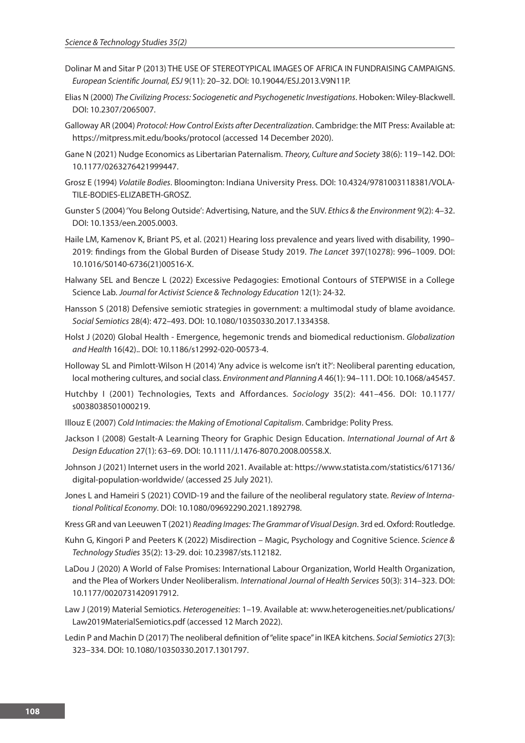Dolinar M and Sitar P (2013) THE USE OF STEREOTYPICAL IMAGES OF AFRICA IN FUNDRAISING CAMPAIGNS. *European Scientific Journal, ESJ* 9(11): 20–32. DOI: 10.19044/ESJ.2013.V9N11P.

Elias N (2000) *The Civilizing Process: Sociogenetic and Psychogenetic Investigations*. Hoboken: Wiley-Blackwell. DOI: 10.2307/2065007.

Galloway AR (2004) *Protocol: How Control Exists after Decentralization*. Cambridge: the MIT Press: Available at: https://mitpress.mit.edu/books/protocol (accessed 14 December 2020).

Gane N (2021) Nudge Economics as Libertarian Paternalism. *Theory, Culture and Society* 38(6): 119–142. DOI: 10.1177/0263276421999447.

Grosz E (1994) *Volatile Bodies*. Bloomington: Indiana University Press. DOI: 10.4324/9781003118381/VOLATILE-BODIES-ELIZABETH-GROSZ.

Gunster S (2004) 'You Belong Outside': Advertising, Nature, and the SUV. *Ethics & the Environment* 9(2): 4–32. DOI: 10.1353/een.2005.0003.

Haile LM, Kamenov K, Briant PS, et al. (2021) Hearing loss prevalence and years lived with disability, 1990–2019: findings from the Global Burden of Disease Study 2019. *The Lancet* 397(10278): 996–1009. DOI: 10.1016/S0140-6736(21)00516-X.

Halwany SEL and Bencze L (2022) Excessive Pedagogies: Emotional Contours of STEPWISE in a College Science Lab. *Journal for Activist Science & Technology Education* 12(1): 24-32.

Hansson S (2018) Defensive semiotic strategies in government: a multimodal study of blame avoidance. *Social Semiotics* 28(4): 472–493. DOI: 10.1080/10350330.2017.1334358.

Holst J (2020) Global Health - Emergence, hegemonic trends and biomedical reductionism. *Globalization and Health* 16(42).. DOI: 10.1186/s12992-020-00573-4.

Holloway SL and Pimlott-Wilson H (2014) 'Any advice is welcome isn't it?': Neoliberal parenting education, local mothering cultures, and social class. *Environment and Planning A* 46(1): 94–111. DOI: 10.1068/a45457.

Hutchby I (2001) Technologies, Texts and Affordances. *Sociology* 35(2): 441–456. DOI: 10.1177/s0038038501000219.

Illouz E (2007) *Cold Intimacies: the Making of Emotional Capitalism*. Cambridge: Polity Press.

Jackson I (2008) Gestalt-A Learning Theory for Graphic Design Education. *International Journal of Art & Design Education* 27(1): 63–69. DOI: 10.1111/J.1476-8070.2008.00558.X.

Johnson J (2021) Internet users in the world 2021. Available at: https://www.statista.com/statistics/617136/digital-population-worldwide/ (accessed 25 July 2021).

Jones L and Hameiri S (2021) COVID-19 and the failure of the neoliberal regulatory state. *Review of International Political Economy*. DOI: 10.1080/09692290.2021.1892798.

Kress GR and van Leeuwen T (2021) *Reading Images: The Grammar of Visual Design*. 3rd ed. Oxford: Routledge.

Kuhn G, Kingori P and Peeters K (2022) Misdirection – Magic, Psychology and Cognitive Science. *Science & Technology Studies* 35(2): 13-29. doi: 10.23987/sts.112182.

LaDou J (2020) A World of False Promises: International Labour Organization, World Health Organization, and the Plea of Workers Under Neoliberalism. *International Journal of Health Services* 50(3): 314–323. DOI: 10.1177/0020731420917912.

Law J (2019) Material Semiotics. *Heterogeneities*: 1–19. Available at: www.heterogeneities.net/publications/Law2019MaterialSemiotics.pdf (accessed 12 March 2022).

Ledin P and Machin D (2017) The neoliberal definition of "elite space" in IKEA kitchens. *Social Semiotics* 27(3): 323–334. DOI: 10.1080/10350330.2017.1301797.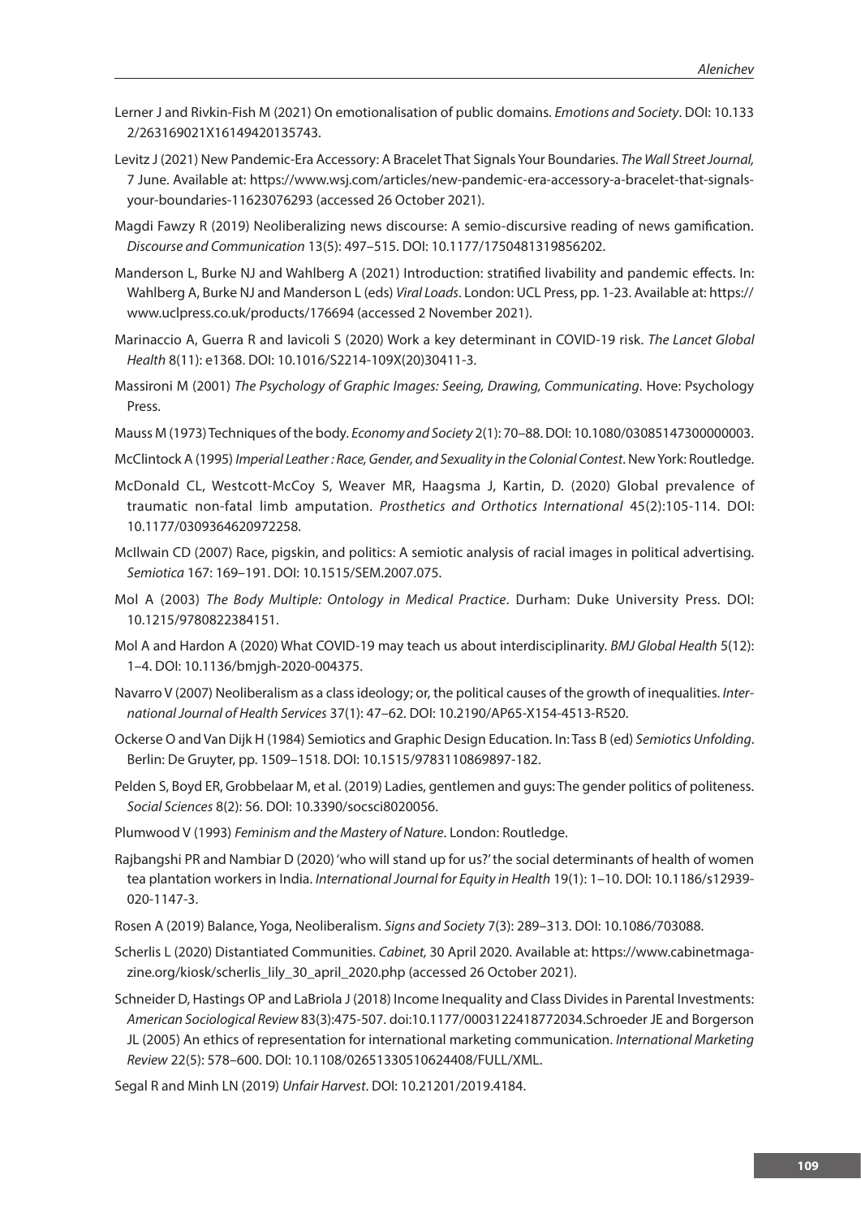Lerner J and Rivkin-Fish M (2021) On emotionalisation of public domains. *Emotions and Society*. DOI: 10.1332/263169021X16149420135743.

Levitz J (2021) New Pandemic-Era Accessory: A Bracelet That Signals Your Boundaries. *The Wall Street Journal,* 7 June. Available at: https://www.wsj.com/articles/new-pandemic-era-accessory-a-bracelet-that-signals-your-boundaries-11623076293 (accessed 26 October 2021).

Magdi Fawzy R (2019) Neoliberalizing news discourse: A semio-discursive reading of news gamification. *Discourse and Communication* 13(5): 497–515. DOI: 10.1177/1750481319856202.

Manderson L, Burke NJ and Wahlberg A (2021) Introduction: stratified livability and pandemic effects. In: Wahlberg A, Burke NJ and Manderson L (eds) *Viral Loads*. London: UCL Press, pp. 1-23. Available at: https://www.uclpress.co.uk/products/176694 (accessed 2 November 2021).

Marinaccio A, Guerra R and Iavicoli S (2020) Work a key determinant in COVID-19 risk. *The Lancet Global Health* 8(11): e1368. DOI: 10.1016/S2214-109X(20)30411-3.

Massironi M (2001) *The Psychology of Graphic Images: Seeing, Drawing, Communicating*. Hove: Psychology Press.

Mauss M (1973) Techniques of the body. *Economy and Society* 2(1): 70–88. DOI: 10.1080/03085147300000003.

McClintock A (1995) *Imperial Leather : Race, Gender, and Sexuality in the Colonial Contest*. New York: Routledge.

McDonald CL, Westcott-McCoy S, Weaver MR, Haagsma J, Kartin, D. (2020) Global prevalence of traumatic non-fatal limb amputation. *Prosthetics and Orthotics International* 45(2):105-114. DOI: 10.1177/0309364620972258.

McIlwain CD (2007) Race, pigskin, and politics: A semiotic analysis of racial images in political advertising. *Semiotica* 167: 169–191. DOI: 10.1515/SEM.2007.075.

Mol A (2003) *The Body Multiple: Ontology in Medical Practice*. Durham: Duke University Press. DOI: 10.1215/9780822384151.

Mol A and Hardon A (2020) What COVID-19 may teach us about interdisciplinarity. *BMJ Global Health* 5(12): 1–4. DOI: 10.1136/bmjgh-2020-004375.

Navarro V (2007) Neoliberalism as a class ideology; or, the political causes of the growth of inequalities. *International Journal of Health Services* 37(1): 47–62. DOI: 10.2190/AP65-X154-4513-R520.

Ockerse O and Van Dijk H (1984) Semiotics and Graphic Design Education. In: Tass B (ed) *Semiotics Unfolding*. Berlin: De Gruyter, pp. 1509–1518. DOI: 10.1515/9783110869897-182.

Pelden S, Boyd ER, Grobbelaar M, et al. (2019) Ladies, gentlemen and guys: The gender politics of politeness. *Social Sciences* 8(2): 56. DOI: 10.3390/socsci8020056.

Plumwood V (1993) *Feminism and the Mastery of Nature*. London: Routledge.

Rajbangshi PR and Nambiar D (2020) 'who will stand up for us?' the social determinants of health of women tea plantation workers in India. *International Journal for Equity in Health* 19(1): 1–10. DOI: 10.1186/s12939-020-1147-3.

Rosen A (2019) Balance, Yoga, Neoliberalism. *Signs and Society* 7(3): 289–313. DOI: 10.1086/703088.

Scherlis L (2020) Distantiated Communities. *Cabinet,* 30 April 2020. Available at: https://www.cabinetmagazine.org/kiosk/scherlis_lily_30_april_2020.php (accessed 26 October 2021).

Schneider D, Hastings OP and LaBriola J (2018) Income Inequality and Class Divides in Parental Investments: *American Sociological Review* 83(3):475-507. doi:10.1177/0003122418772034.Schroeder JE and Borgerson JL (2005) An ethics of representation for international marketing communication. *International Marketing Review* 22(5): 578–600. DOI: 10.1108/02651330510624408/FULL/XML.

Segal R and Minh LN (2019) *Unfair Harvest*. DOI: 10.21201/2019.4184.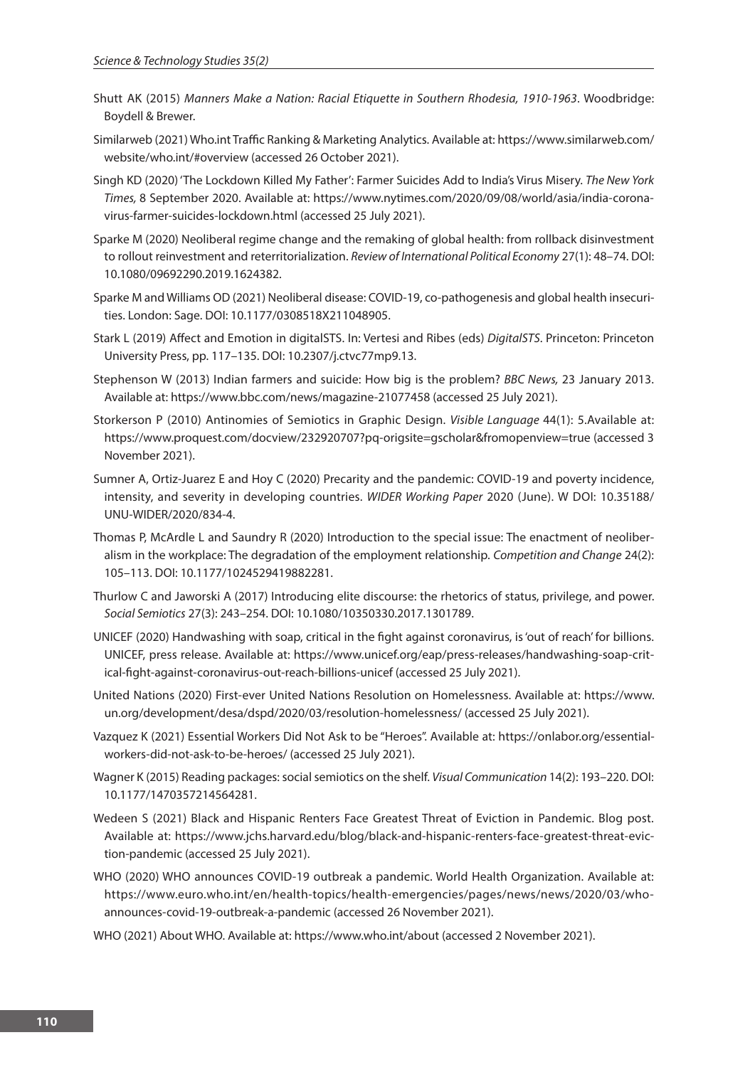Shutt AK (2015) *Manners Make a Nation: Racial Etiquette in Southern Rhodesia, 1910-1963*. Woodbridge: Boydell & Brewer.

Similarweb (2021) Who.int Traffic Ranking & Marketing Analytics. Available at: https://www.similarweb.com/website/who.int/#overview (accessed 26 October 2021).

Singh KD (2020) 'The Lockdown Killed My Father': Farmer Suicides Add to India's Virus Misery. *The New York Times,* 8 September 2020. Available at: https://www.nytimes.com/2020/09/08/world/asia/india-coronavirus-farmer-suicides-lockdown.html (accessed 25 July 2021).

Sparke M (2020) Neoliberal regime change and the remaking of global health: from rollback disinvestment to rollout reinvestment and reterritorialization. *Review of International Political Economy* 27(1): 48–74. DOI: 10.1080/09692290.2019.1624382.

Sparke M and Williams OD (2021) Neoliberal disease: COVID-19, co-pathogenesis and global health insecurities. London: Sage. DOI: 10.1177/0308518X211048905.

Stark L (2019) Affect and Emotion in digitalSTS. In: Vertesi and Ribes (eds) *DigitalSTS*. Princeton: Princeton University Press, pp. 117–135. DOI: 10.2307/j.ctvc77mp9.13.

Stephenson W (2013) Indian farmers and suicide: How big is the problem? *BBC News,* 23 January 2013. Available at: https://www.bbc.com/news/magazine-21077458 (accessed 25 July 2021).

Storkerson P (2010) Antinomies of Semiotics in Graphic Design. *Visible Language* 44(1): 5.Available at: https://www.proquest.com/docview/232920707?pq-origsite=gscholar&fromopenview=true (accessed 3 November 2021).

Sumner A, Ortiz-Juarez E and Hoy C (2020) Precarity and the pandemic: COVID-19 and poverty incidence, intensity, and severity in developing countries. *WIDER Working Paper* 2020 (June). W DOI: 10.35188/UNU-WIDER/2020/834-4.

Thomas P, McArdle L and Saundry R (2020) Introduction to the special issue: The enactment of neoliberalism in the workplace: The degradation of the employment relationship. *Competition and Change* 24(2): 105–113. DOI: 10.1177/1024529419882281.

Thurlow C and Jaworski A (2017) Introducing elite discourse: the rhetorics of status, privilege, and power. *Social Semiotics* 27(3): 243–254. DOI: 10.1080/10350330.2017.1301789.

UNICEF (2020) Handwashing with soap, critical in the fight against coronavirus, is 'out of reach' for billions. UNICEF, press release. Available at: https://www.unicef.org/eap/press-releases/handwashing-soap-critical-fight-against-coronavirus-out-reach-billions-unicef (accessed 25 July 2021).

United Nations (2020) First-ever United Nations Resolution on Homelessness. Available at: https://www.un.org/development/desa/dspd/2020/03/resolution-homelessness/ (accessed 25 July 2021).

Vazquez K (2021) Essential Workers Did Not Ask to be "Heroes". Available at: https://onlabor.org/essential-workers-did-not-ask-to-be-heroes/ (accessed 25 July 2021).

Wagner K (2015) Reading packages: social semiotics on the shelf. *Visual Communication* 14(2): 193–220. DOI: 10.1177/1470357214564281.

Wedeen S (2021) Black and Hispanic Renters Face Greatest Threat of Eviction in Pandemic. Blog post. Available at: https://www.jchs.harvard.edu/blog/black-and-hispanic-renters-face-greatest-threat-eviction-pandemic (accessed 25 July 2021).

WHO (2020) WHO announces COVID-19 outbreak a pandemic. World Health Organization. Available at: https://www.euro.who.int/en/health-topics/health-emergencies/pages/news/news/2020/03/who-announces-covid-19-outbreak-a-pandemic (accessed 26 November 2021).

WHO (2021) About WHO. Available at: https://www.who.int/about (accessed 2 November 2021).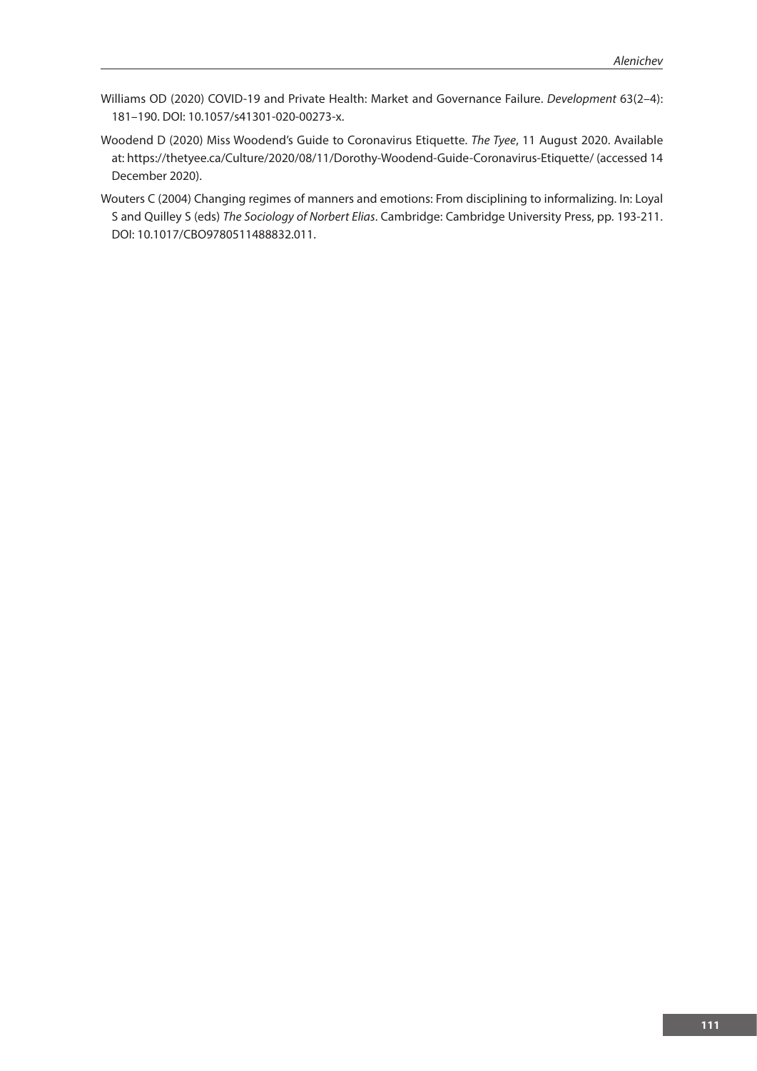Williams OD (2020) COVID-19 and Private Health: Market and Governance Failure. *Development* 63(2–4): 181–190. DOI: 10.1057/s41301-020-00273-x.

Woodend D (2020) Miss Woodend's Guide to Coronavirus Etiquette. *The Tyee*, 11 August 2020. Available at: https://thetyee.ca/Culture/2020/08/11/Dorothy-Woodend-Guide-Coronavirus-Etiquette/ (accessed 14 December 2020).

Wouters C (2004) Changing regimes of manners and emotions: From disciplining to informalizing. In: Loyal S and Quilley S (eds) *The Sociology of Norbert Elias*. Cambridge: Cambridge University Press, pp. 193-211. DOI: 10.1017/CBO9780511488832.011.